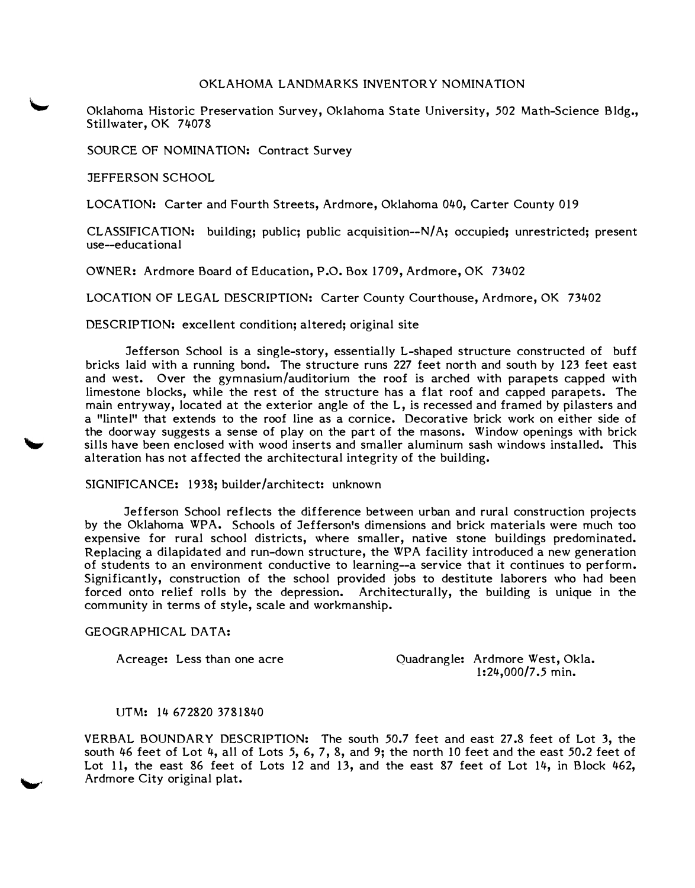# OKLAHOMA LANDMARKS INVENTORY NOMINATION

Oklahoma Historic Preservation Survey, Oklahoma State University, 502 Math-Science Bldg., Stillwater, OK 74078

SOURCE OF NOMINATION: Contract Survey

JEFFERSON SCHOOL

LOCATION: Carter and Fourth Streets, Ardmore, Oklahoma 040, Carter County 019

CLASSIFICATION: building; public; public acquisition--N/A; occupied; unrestricted; present use--educational

OWNER: Ardmore Board of Education, P.O. Box 1709, Ardmore, OK 73402

LOCATION OF LEGAL DESCRIPTION: Carter County Courthouse, Ardmore, OK 73402

DESCRIPTION: excellent condition; altered; original site

Jefferson School is a single-story, essentially L-shaped structure constructed of buff bricks laid with a running bond. The structure runs 227 feet north and south by 123 feet east and west. Over the gymnasium/auditorium the roof is arched with parapets capped with limestone blocks, while the rest of the structure has a flat roof and capped parapets. The main entryway, located at the exterior angle of the L, is recessed and framed by pilasters and a "lintel" that extends to the roof line as a cornice. Decorative brick work on either side of the doorway suggests a sense of play on the part of the masons. Window openings with brick sills have been enclosed with wood inserts and smaller aluminum sash windows installed. This alteration has not affected the architectural integrity of the building.

SIGNIFICANCE: 1938; builder/architect: unknown

Jefferson School reflects the difference between urban and rural construction projects by the Oklahoma WPA. Schools of Jefferson's dimensions and brick materials were much too expensive for rural school districts, where smaller, native stone buildings predominated. Replacing a dilapidated and run-down structure, the WPA facility introduced a new generation of students to an environment conductive to learning--a service that it continues to perform. Significantly, construction of the school provided jobs to destitute laborers who had been forced onto relief rolls by the depression. Architecturally, the building is unique in the community in terms of style, scale and workmanship.

GEOGRAPHICAL DATA:

Acreage: Less than one acre

Quadrangle: Ardmore West, Okla. 1:24,000/7.5 min.

UTM: 14 672820 3781840

VERBAL BOUNDARY DESCRIPTION: The south 50.7 feet and east 27.8 feet of Lot 3, the south 46 feet of Lot 4, all of Lots 5, 6, 7, 8, and 9; the north 10 feet and the east 50.2 feet of Lot 11, the east 86 feet of Lots 12 and 13, and the east 87 feet of Lot 14, in Block 462, Ardmore City original plat.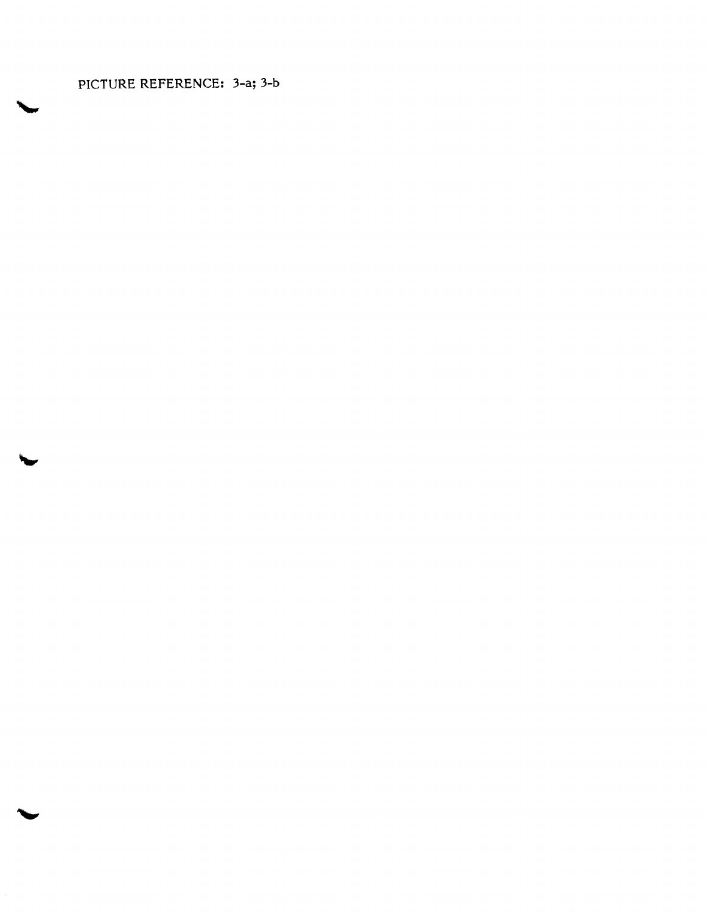PICTURE REFERENCE: 3-a; 3-b